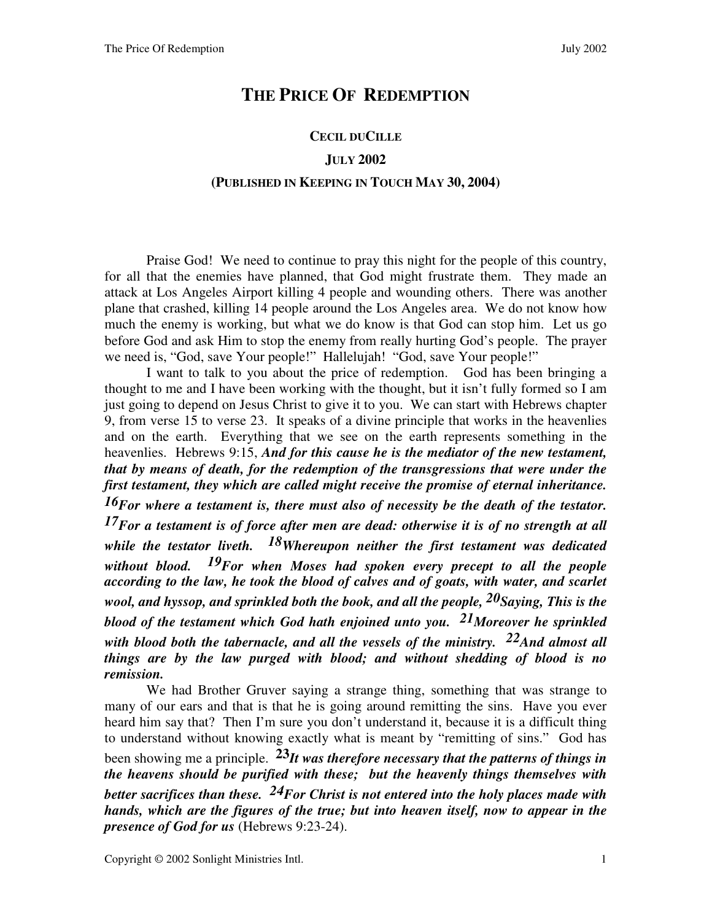# THE PRICE OF REDEMPTION

**CECIL DUCILLE**

**JULY 2002**

**(PUBLISHED IN KEEPING IN TOUCH MAY 30, 2004)**

Praise God! We need to continue to pray this night for the people of this country, for all that the enemies have planned, that God might frustrate them. They made an attack at Los Angeles Airport killing 4 people and wounding others. There was another plane that crashed, killing 14 people around the Los Angeles area. We do not know how much the enemy is working, but what we do know is that God can stop him. Let us go before God and ask Him to stop the enemy from really hurting God's people. The prayer we need is, "God, save Your people!" Hallelujah! "God, save Your people!"

I want to talk to you about the price of redemption. God has been bringing a thought to me and I have been working with the thought, but it isn't fully formed so I am just going to depend on Jesus Christ to give it to you. We can start with Hebrews chapter 9, from verse 15 to verse 23. It speaks of a divine principle that works in the heavenlies and on the earth. Everything that we see on the earth represents something in the heavenlies. Hebrews 9:15, ***And for this cause he is the mediator of the new testament, that by means of death, for the redemption of the transgressions that were under the first testament, they which are called might receive the promise of eternal inheritance. 16For where a testament is, there must also of necessity be the death of the testator. 17For a testament is of force after men are dead: otherwise it is of no strength at all while the testator liveth. 18Whereupon neither the first testament was dedicated without blood. 19For when Moses had spoken every precept to all the people according to the law, he took the blood of calves and of goats, with water, and scarlet wool, and hyssop, and sprinkled both the book, and all the people, 20Saying, This is the blood of the testament which God hath enjoined unto you. 21Moreover he sprinkled with blood both the tabernacle, and all the vessels of the ministry. 22And almost all things are by the law purged with blood; and without shedding of blood is no remission.***

We had Brother Gruver saying a strange thing, something that was strange to many of our ears and that is that he is going around remitting the sins. Have you ever heard him say that? Then I'm sure you don't understand it, because it is a difficult thing to understand without knowing exactly what is meant by "remitting of sins." God has been showing me a principle. ***23It was therefore necessary that the patterns of things in the heavens should be purified with these; but the heavenly things themselves with better sacrifices than these. 24For Christ is not entered into the holy places made with hands, which are the figures of the true; but into heaven itself, now to appear in the presence of God for us*** (Hebrews 9:23-24).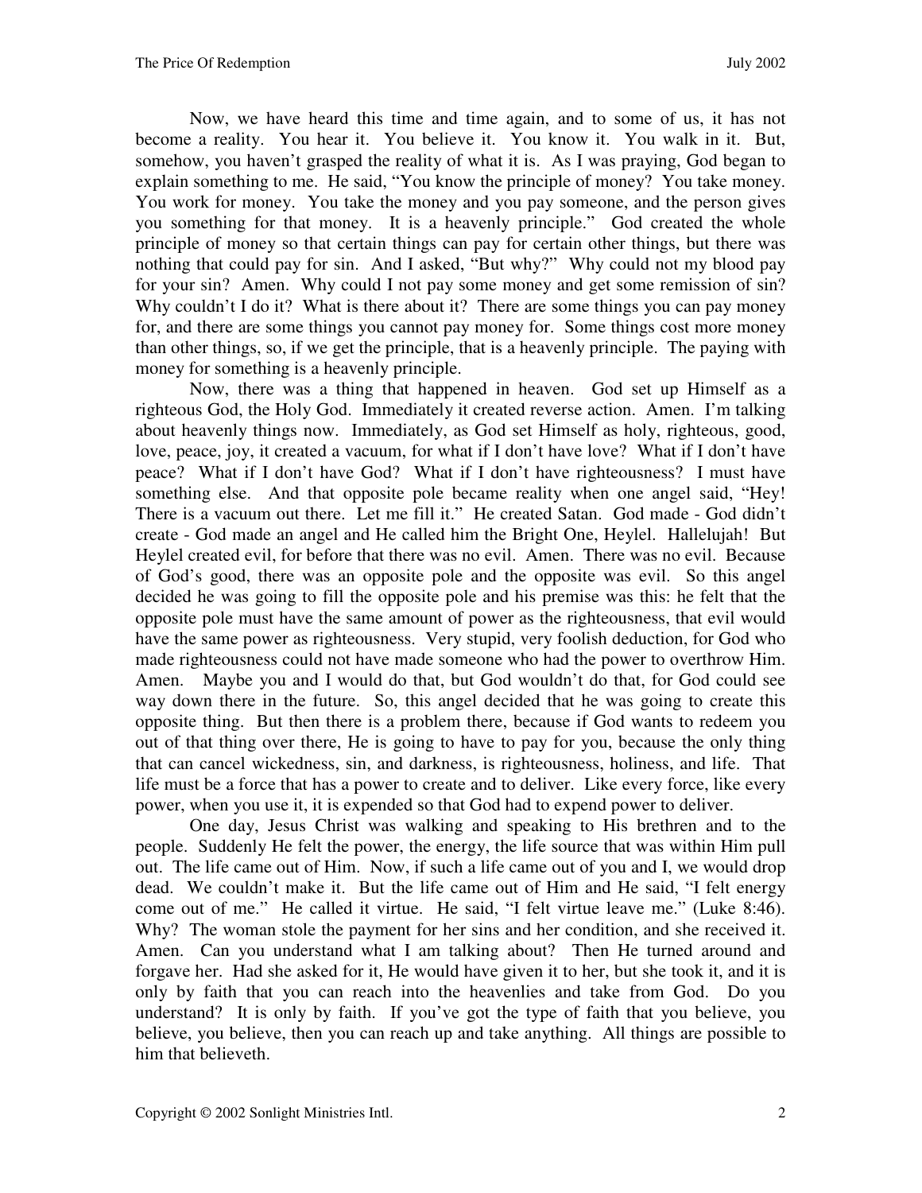Now, we have heard this time and time again, and to some of us, it has not become a reality. You hear it. You believe it. You know it. You walk in it. But, somehow, you haven't grasped the reality of what it is. As I was praying, God began to explain something to me. He said, "You know the principle of money? You take money. You work for money. You take the money and you pay someone, and the person gives you something for that money. It is a heavenly principle." God created the whole principle of money so that certain things can pay for certain other things, but there was nothing that could pay for sin. And I asked, "But why?" Why could not my blood pay for your sin? Amen. Why could I not pay some money and get some remission of sin? Why couldn't I do it? What is there about it? There are some things you can pay money for, and there are some things you cannot pay money for. Some things cost more money than other things, so, if we get the principle, that is a heavenly principle. The paying with money for something is a heavenly principle.

Now, there was a thing that happened in heaven. God set up Himself as a righteous God, the Holy God. Immediately it created reverse action. Amen. I'm talking about heavenly things now. Immediately, as God set Himself as holy, righteous, good, love, peace, joy, it created a vacuum, for what if I don't have love? What if I don't have peace? What if I don't have God? What if I don't have righteousness? I must have something else. And that opposite pole became reality when one angel said, "Hey! There is a vacuum out there. Let me fill it." He created Satan. God made - God didn't create - God made an angel and He called him the Bright One, Heylel. Hallelujah! But Heylel created evil, for before that there was no evil. Amen. There was no evil. Because of God's good, there was an opposite pole and the opposite was evil. So this angel decided he was going to fill the opposite pole and his premise was this: he felt that the opposite pole must have the same amount of power as the righteousness, that evil would have the same power as righteousness. Very stupid, very foolish deduction, for God who made righteousness could not have made someone who had the power to overthrow Him. Amen. Maybe you and I would do that, but God wouldn't do that, for God could see way down there in the future. So, this angel decided that he was going to create this opposite thing. But then there is a problem there, because if God wants to redeem you out of that thing over there, He is going to have to pay for you, because the only thing that can cancel wickedness, sin, and darkness, is righteousness, holiness, and life. That life must be a force that has a power to create and to deliver. Like every force, like every power, when you use it, it is expended so that God had to expend power to deliver.

One day, Jesus Christ was walking and speaking to His brethren and to the people. Suddenly He felt the power, the energy, the life source that was within Him pull out. The life came out of Him. Now, if such a life came out of you and I, we would drop dead. We couldn't make it. But the life came out of Him and He said, "I felt energy come out of me." He called it virtue. He said, "I felt virtue leave me." (Luke 8:46). Why? The woman stole the payment for her sins and her condition, and she received it. Amen. Can you understand what I am talking about? Then He turned around and forgave her. Had she asked for it, He would have given it to her, but she took it, and it is only by faith that you can reach into the heavenlies and take from God. Do you understand? It is only by faith. If you've got the type of faith that you believe, you believe, you believe, then you can reach up and take anything. All things are possible to him that believeth.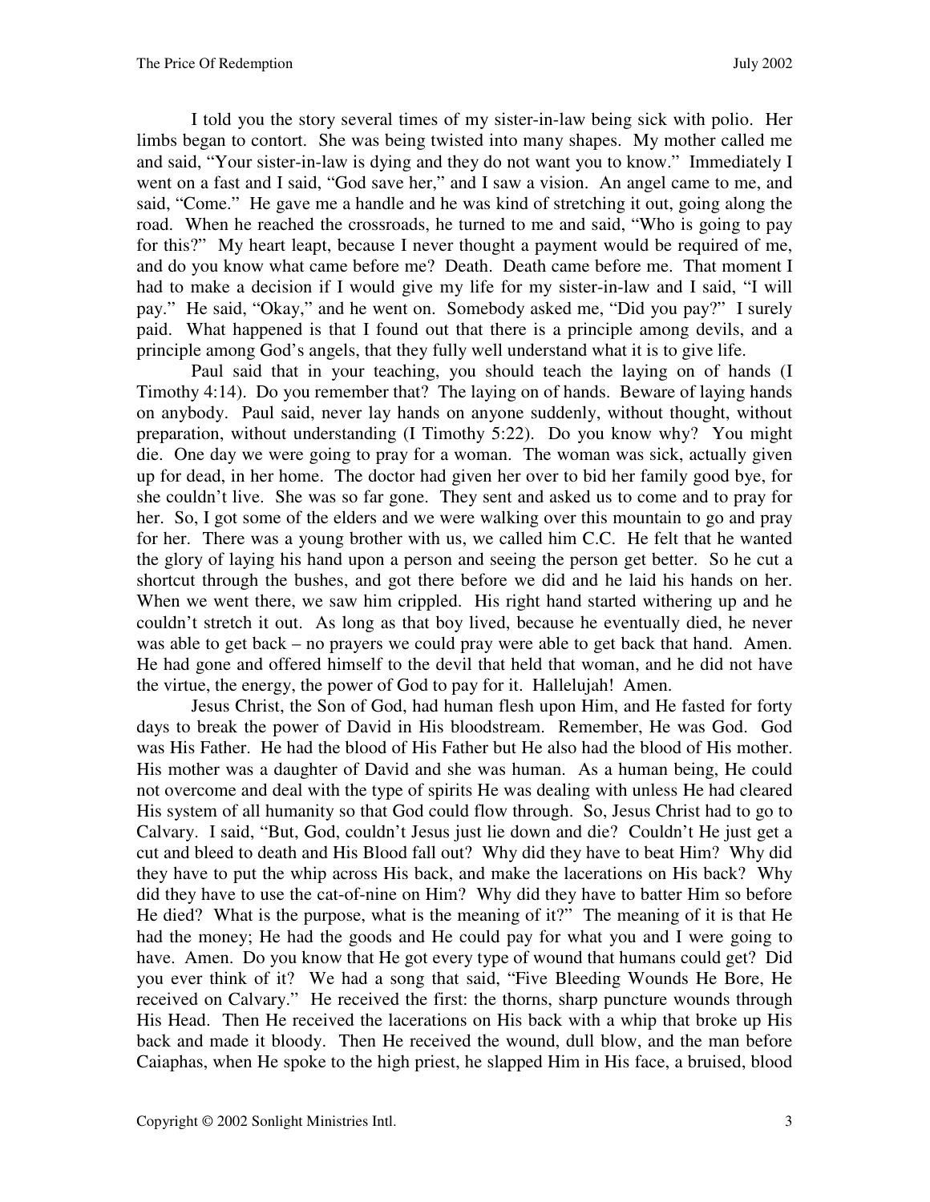I told you the story several times of my sister-in-law being sick with polio. Her limbs began to contort. She was being twisted into many shapes. My mother called me and said, "Your sister-in-law is dying and they do not want you to know." Immediately I went on a fast and I said, "God save her," and I saw a vision. An angel came to me, and said, "Come." He gave me a handle and he was kind of stretching it out, going along the road. When he reached the crossroads, he turned to me and said, "Who is going to pay for this?" My heart leapt, because I never thought a payment would be required of me, and do you know what came before me? Death. Death came before me. That moment I had to make a decision if I would give my life for my sister-in-law and I said, "I will pay." He said, "Okay," and he went on. Somebody asked me, "Did you pay?" I surely paid. What happened is that I found out that there is a principle among devils, and a principle among God's angels, that they fully well understand what it is to give life.

Paul said that in your teaching, you should teach the laying on of hands (I Timothy 4:14). Do you remember that? The laying on of hands. Beware of laying hands on anybody. Paul said, never lay hands on anyone suddenly, without thought, without preparation, without understanding (I Timothy 5:22). Do you know why? You might die. One day we were going to pray for a woman. The woman was sick, actually given up for dead, in her home. The doctor had given her over to bid her family good bye, for she couldn't live. She was so far gone. They sent and asked us to come and to pray for her. So, I got some of the elders and we were walking over this mountain to go and pray for her. There was a young brother with us, we called him C.C. He felt that he wanted the glory of laying his hand upon a person and seeing the person get better. So he cut a shortcut through the bushes, and got there before we did and he laid his hands on her. When we went there, we saw him crippled. His right hand started withering up and he couldn't stretch it out. As long as that boy lived, because he eventually died, he never was able to get back – no prayers we could pray were able to get back that hand. Amen. He had gone and offered himself to the devil that held that woman, and he did not have the virtue, the energy, the power of God to pay for it. Hallelujah! Amen.

Jesus Christ, the Son of God, had human flesh upon Him, and He fasted for forty days to break the power of David in His bloodstream. Remember, He was God. God was His Father. He had the blood of His Father but He also had the blood of His mother. His mother was a daughter of David and she was human. As a human being, He could not overcome and deal with the type of spirits He was dealing with unless He had cleared His system of all humanity so that God could flow through. So, Jesus Christ had to go to Calvary. I said, "But, God, couldn't Jesus just lie down and die? Couldn't He just get a cut and bleed to death and His Blood fall out? Why did they have to beat Him? Why did they have to put the whip across His back, and make the lacerations on His back? Why did they have to use the cat-of-nine on Him? Why did they have to batter Him so before He died? What is the purpose, what is the meaning of it?" The meaning of it is that He had the money; He had the goods and He could pay for what you and I were going to have. Amen. Do you know that He got every type of wound that humans could get? Did you ever think of it? We had a song that said, "Five Bleeding Wounds He Bore, He received on Calvary." He received the first: the thorns, sharp puncture wounds through His Head. Then He received the lacerations on His back with a whip that broke up His back and made it bloody. Then He received the wound, dull blow, and the man before Caiaphas, when He spoke to the high priest, he slapped Him in His face, a bruised, blood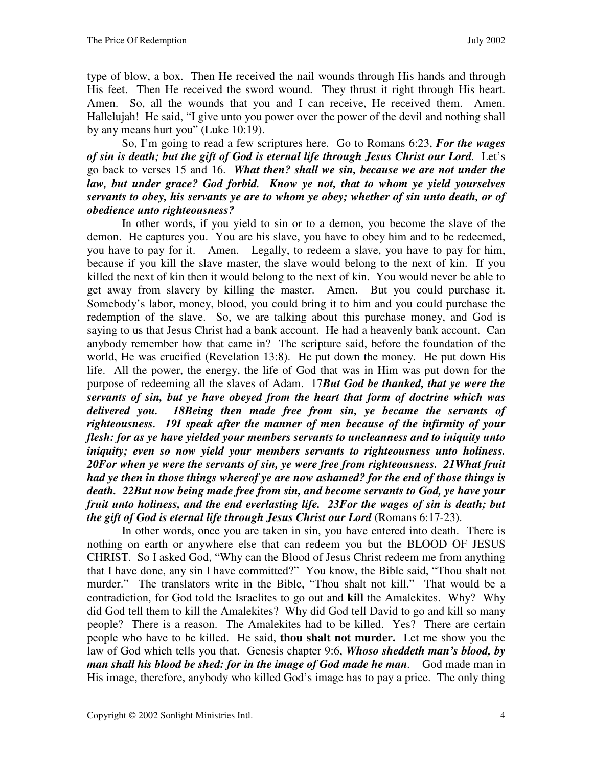type of blow, a box. Then He received the nail wounds through His hands and through His feet. Then He received the sword wound. They thrust it right through His heart. Amen. So, all the wounds that you and I can receive, He received them. Amen. Hallelujah! He said, "I give unto you power over the power of the devil and nothing shall by any means hurt you" (Luke 10:19).

So, I'm going to read a few scriptures here. Go to Romans 6:23, ***For the wages of sin is death; but the gift of God is eternal life through Jesus Christ our Lord***. Let's go back to verses 15 and 16. ***What then? shall we sin, because we are not under the law, but under grace? God forbid. Know ye not, that to whom ye yield yourselves servants to obey, his servants ye are to whom ye obey; whether of sin unto death, or of obedience unto righteousness?***

In other words, if you yield to sin or to a demon, you become the slave of the demon. He captures you. You are his slave, you have to obey him and to be redeemed, you have to pay for it. Amen. Legally, to redeem a slave, you have to pay for him, because if you kill the slave master, the slave would belong to the next of kin. If you killed the next of kin then it would belong to the next of kin. You would never be able to get away from slavery by killing the master. Amen. But you could purchase it. Somebody's labor, money, blood, you could bring it to him and you could purchase the redemption of the slave. So, we are talking about this purchase money, and God is saying to us that Jesus Christ had a bank account. He had a heavenly bank account. Can anybody remember how that came in? The scripture said, before the foundation of the world, He was crucified (Revelation 13:8). He put down the money. He put down His life. All the power, the energy, the life of God that was in Him was put down for the purpose of redeeming all the slaves of Adam. 17***But God be thanked, that ye were the servants of sin, but ye have obeyed from the heart that form of doctrine which was delivered you. 18Being then made free from sin, ye became the servants of righteousness. 19I speak after the manner of men because of the infirmity of your flesh: for as ye have yielded your members servants to uncleanness and to iniquity unto iniquity; even so now yield your members servants to righteousness unto holiness. 20For when ye were the servants of sin, ye were free from righteousness. 21What fruit had ye then in those things whereof ye are now ashamed? for the end of those things is death. 22But now being made free from sin, and become servants to God, ye have your fruit unto holiness, and the end everlasting life. 23For the wages of sin is death; but the gift of God is eternal life through Jesus Christ our Lord*** (Romans 6:17-23).

In other words, once you are taken in sin, you have entered into death. There is nothing on earth or anywhere else that can redeem you but the BLOOD OF JESUS CHRIST. So I asked God, "Why can the Blood of Jesus Christ redeem me from anything that I have done, any sin I have committed?" You know, the Bible said, "Thou shalt not murder." The translators write in the Bible, "Thou shalt not kill." That would be a contradiction, for God told the Israelites to go out and **kill** the Amalekites. Why? Why did God tell them to kill the Amalekites? Why did God tell David to go and kill so many people? There is a reason. The Amalekites had to be killed. Yes? There are certain people who have to be killed. He said, **thou shalt not murder.** Let me show you the law of God which tells you that. Genesis chapter 9:6, ***Whoso sheddeth man's blood, by man shall his blood be shed: for in the image of God made he man***. God made man in His image, therefore, anybody who killed God's image has to pay a price. The only thing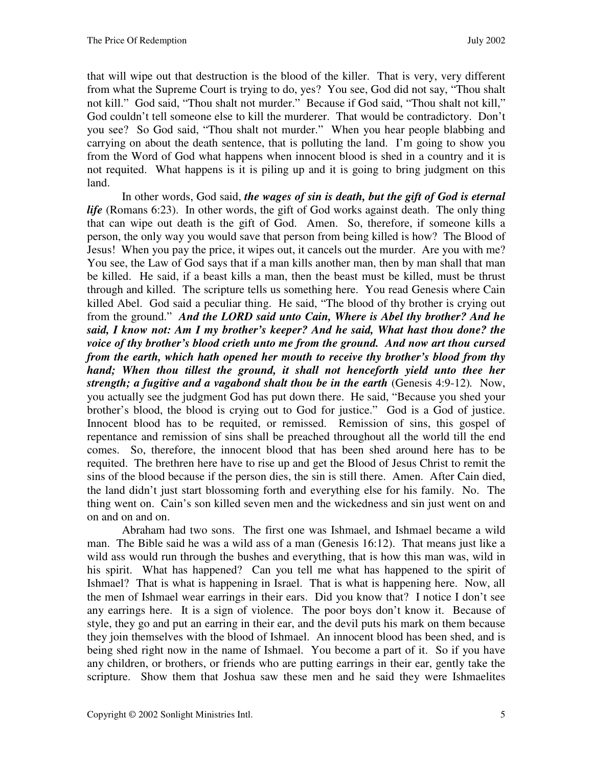that will wipe out that destruction is the blood of the killer. That is very, very different from what the Supreme Court is trying to do, yes? You see, God did not say, "Thou shalt not kill." God said, "Thou shalt not murder." Because if God said, "Thou shalt not kill," God couldn't tell someone else to kill the murderer. That would be contradictory. Don't you see? So God said, "Thou shalt not murder." When you hear people blabbing and carrying on about the death sentence, that is polluting the land. I'm going to show you from the Word of God what happens when innocent blood is shed in a country and it is not requited. What happens is it is piling up and it is going to bring judgment on this land.

In other words, God said, ***the wages of sin is death, but the gift of God is eternal life*** (Romans 6:23). In other words, the gift of God works against death. The only thing that can wipe out death is the gift of God. Amen. So, therefore, if someone kills a person, the only way you would save that person from being killed is how? The Blood of Jesus! When you pay the price, it wipes out, it cancels out the murder. Are you with me? You see, the Law of God says that if a man kills another man, then by man shall that man be killed. He said, if a beast kills a man, then the beast must be killed, must be thrust through and killed. The scripture tells us something here. You read Genesis where Cain killed Abel. God said a peculiar thing. He said, "The blood of thy brother is crying out from the ground." ***And the LORD said unto Cain, Where is Abel thy brother? And he said, I know not: Am I my brother's keeper? And he said, What hast thou done? the voice of thy brother's blood crieth unto me from the ground. And now art thou cursed from the earth, which hath opened her mouth to receive thy brother's blood from thy hand; When thou tillest the ground, it shall not henceforth yield unto thee her strength; a fugitive and a vagabond shalt thou be in the earth*** (Genesis 4:9-12). Now, you actually see the judgment God has put down there. He said, "Because you shed your brother's blood, the blood is crying out to God for justice." God is a God of justice. Innocent blood has to be requited, or remissed. Remission of sins, this gospel of repentance and remission of sins shall be preached throughout all the world till the end comes. So, therefore, the innocent blood that has been shed around here has to be requited. The brethren here have to rise up and get the Blood of Jesus Christ to remit the sins of the blood because if the person dies, the sin is still there. Amen. After Cain died, the land didn't just start blossoming forth and everything else for his family. No. The thing went on. Cain's son killed seven men and the wickedness and sin just went on and on and on and on.

Abraham had two sons. The first one was Ishmael, and Ishmael became a wild man. The Bible said he was a wild ass of a man (Genesis 16:12). That means just like a wild ass would run through the bushes and everything, that is how this man was, wild in his spirit. What has happened? Can you tell me what has happened to the spirit of Ishmael? That is what is happening in Israel. That is what is happening here. Now, all the men of Ishmael wear earrings in their ears. Did you know that? I notice I don't see any earrings here. It is a sign of violence. The poor boys don't know it. Because of style, they go and put an earring in their ear, and the devil puts his mark on them because they join themselves with the blood of Ishmael. An innocent blood has been shed, and is being shed right now in the name of Ishmael. You become a part of it. So if you have any children, or brothers, or friends who are putting earrings in their ear, gently take the scripture. Show them that Joshua saw these men and he said they were Ishmaelites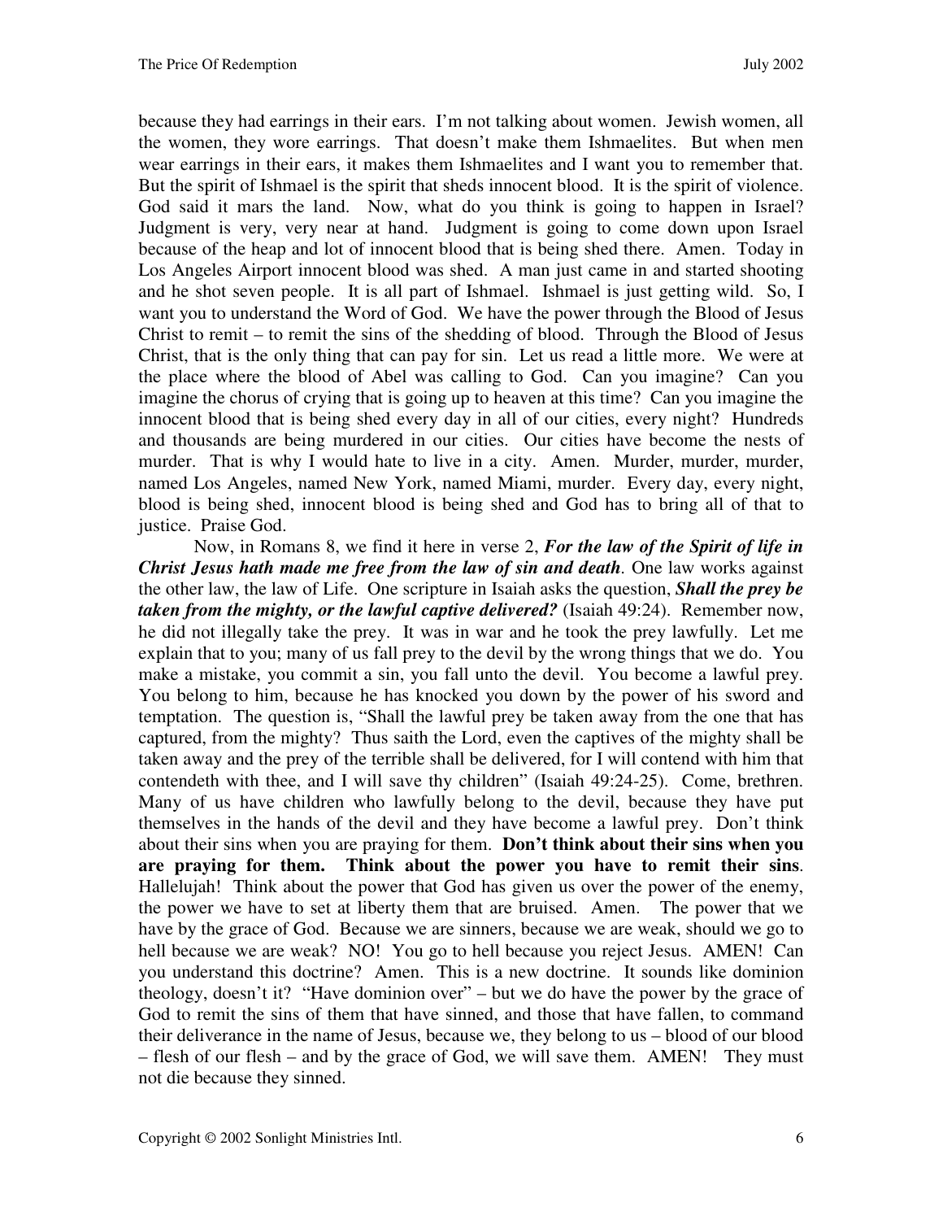because they had earrings in their ears. I'm not talking about women. Jewish women, all the women, they wore earrings. That doesn't make them Ishmaelites. But when men wear earrings in their ears, it makes them Ishmaelites and I want you to remember that. But the spirit of Ishmael is the spirit that sheds innocent blood. It is the spirit of violence. God said it mars the land. Now, what do you think is going to happen in Israel? Judgment is very, very near at hand. Judgment is going to come down upon Israel because of the heap and lot of innocent blood that is being shed there. Amen. Today in Los Angeles Airport innocent blood was shed. A man just came in and started shooting and he shot seven people. It is all part of Ishmael. Ishmael is just getting wild. So, I want you to understand the Word of God. We have the power through the Blood of Jesus Christ to remit – to remit the sins of the shedding of blood. Through the Blood of Jesus Christ, that is the only thing that can pay for sin. Let us read a little more. We were at the place where the blood of Abel was calling to God. Can you imagine? Can you imagine the chorus of crying that is going up to heaven at this time? Can you imagine the innocent blood that is being shed every day in all of our cities, every night? Hundreds and thousands are being murdered in our cities. Our cities have become the nests of murder. That is why I would hate to live in a city. Amen. Murder, murder, murder, named Los Angeles, named New York, named Miami, murder. Every day, every night, blood is being shed, innocent blood is being shed and God has to bring all of that to justice. Praise God.

Now, in Romans 8, we find it here in verse 2, ***For the law of the Spirit of life in Christ Jesus hath made me free from the law of sin and death***. One law works against the other law, the law of Life. One scripture in Isaiah asks the question, ***Shall the prey be taken from the mighty, or the lawful captive delivered?*** (Isaiah 49:24). Remember now, he did not illegally take the prey. It was in war and he took the prey lawfully. Let me explain that to you; many of us fall prey to the devil by the wrong things that we do. You make a mistake, you commit a sin, you fall unto the devil. You become a lawful prey. You belong to him, because he has knocked you down by the power of his sword and temptation. The question is, "Shall the lawful prey be taken away from the one that has captured, from the mighty? Thus saith the Lord, even the captives of the mighty shall be taken away and the prey of the terrible shall be delivered, for I will contend with him that contendeth with thee, and I will save thy children" (Isaiah 49:24-25). Come, brethren. Many of us have children who lawfully belong to the devil, because they have put themselves in the hands of the devil and they have become a lawful prey. Don't think about their sins when you are praying for them. **Don't think about their sins when you are praying for them. Think about the power you have to remit their sins**. Hallelujah! Think about the power that God has given us over the power of the enemy, the power we have to set at liberty them that are bruised. Amen. The power that we have by the grace of God. Because we are sinners, because we are weak, should we go to hell because we are weak? NO! You go to hell because you reject Jesus. AMEN! Can you understand this doctrine? Amen. This is a new doctrine. It sounds like dominion theology, doesn't it? "Have dominion over" – but we do have the power by the grace of God to remit the sins of them that have sinned, and those that have fallen, to command their deliverance in the name of Jesus, because we, they belong to us – blood of our blood – flesh of our flesh – and by the grace of God, we will save them. AMEN! They must not die because they sinned.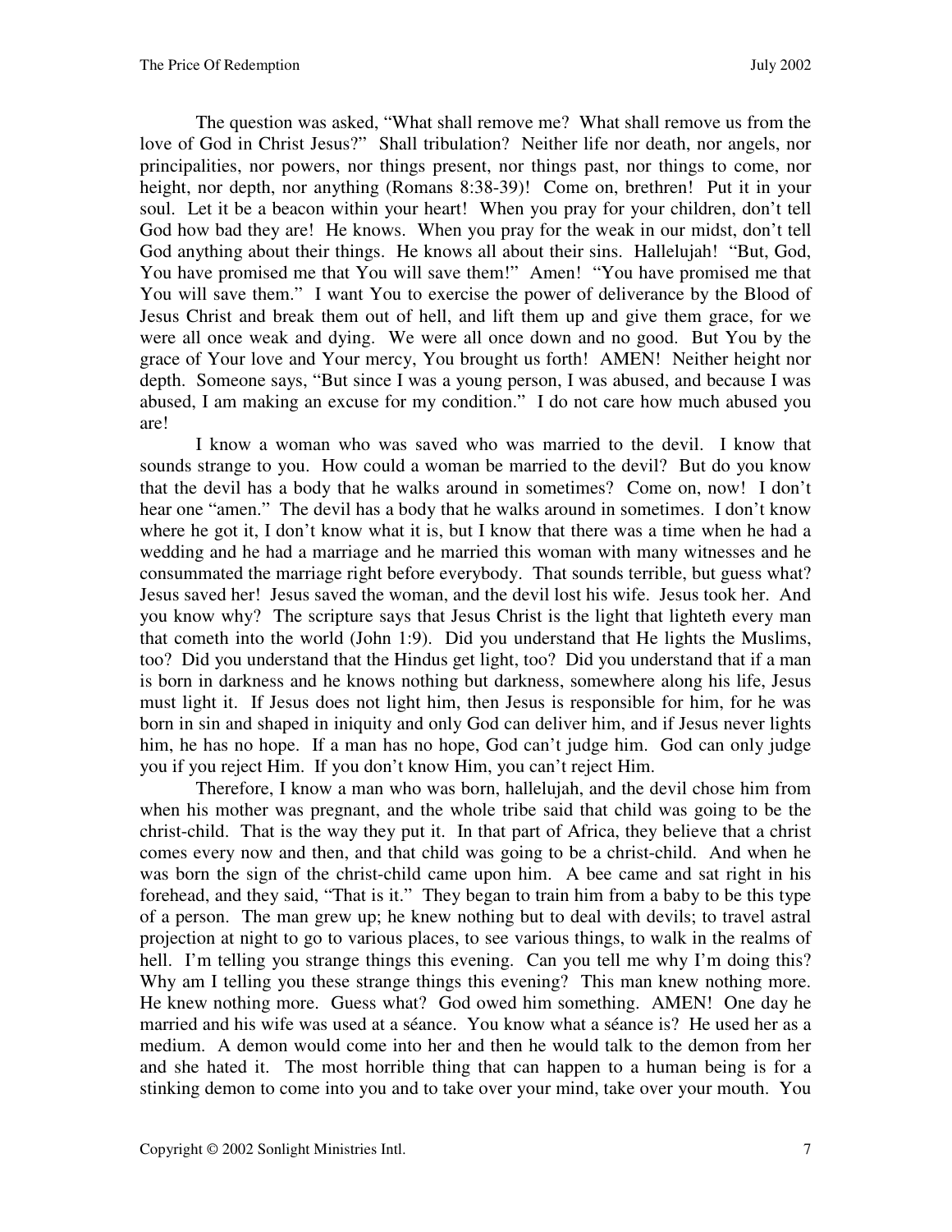The question was asked, "What shall remove me? What shall remove us from the love of God in Christ Jesus?" Shall tribulation? Neither life nor death, nor angels, nor principalities, nor powers, nor things present, nor things past, nor things to come, nor height, nor depth, nor anything (Romans 8:38-39)! Come on, brethren! Put it in your soul. Let it be a beacon within your heart! When you pray for your children, don't tell God how bad they are! He knows. When you pray for the weak in our midst, don't tell God anything about their things. He knows all about their sins. Hallelujah! "But, God, You have promised me that You will save them!" Amen! "You have promised me that You will save them." I want You to exercise the power of deliverance by the Blood of Jesus Christ and break them out of hell, and lift them up and give them grace, for we were all once weak and dying. We were all once down and no good. But You by the grace of Your love and Your mercy, You brought us forth! AMEN! Neither height nor depth. Someone says, "But since I was a young person, I was abused, and because I was abused, I am making an excuse for my condition." I do not care how much abused you are!

I know a woman who was saved who was married to the devil. I know that sounds strange to you. How could a woman be married to the devil? But do you know that the devil has a body that he walks around in sometimes? Come on, now! I don't hear one "amen." The devil has a body that he walks around in sometimes. I don't know where he got it, I don't know what it is, but I know that there was a time when he had a wedding and he had a marriage and he married this woman with many witnesses and he consummated the marriage right before everybody. That sounds terrible, but guess what? Jesus saved her! Jesus saved the woman, and the devil lost his wife. Jesus took her. And you know why? The scripture says that Jesus Christ is the light that lighteth every man that cometh into the world (John 1:9). Did you understand that He lights the Muslims, too? Did you understand that the Hindus get light, too? Did you understand that if a man is born in darkness and he knows nothing but darkness, somewhere along his life, Jesus must light it. If Jesus does not light him, then Jesus is responsible for him, for he was born in sin and shaped in iniquity and only God can deliver him, and if Jesus never lights him, he has no hope. If a man has no hope, God can't judge him. God can only judge you if you reject Him. If you don't know Him, you can't reject Him.

Therefore, I know a man who was born, hallelujah, and the devil chose him from when his mother was pregnant, and the whole tribe said that child was going to be the christ-child. That is the way they put it. In that part of Africa, they believe that a christ comes every now and then, and that child was going to be a christ-child. And when he was born the sign of the christ-child came upon him. A bee came and sat right in his forehead, and they said, "That is it." They began to train him from a baby to be this type of a person. The man grew up; he knew nothing but to deal with devils; to travel astral projection at night to go to various places, to see various things, to walk in the realms of hell. I'm telling you strange things this evening. Can you tell me why I'm doing this? Why am I telling you these strange things this evening? This man knew nothing more. He knew nothing more. Guess what? God owed him something. AMEN! One day he married and his wife was used at a séance. You know what a séance is? He used her as a medium. A demon would come into her and then he would talk to the demon from her and she hated it. The most horrible thing that can happen to a human being is for a stinking demon to come into you and to take over your mind, take over your mouth. You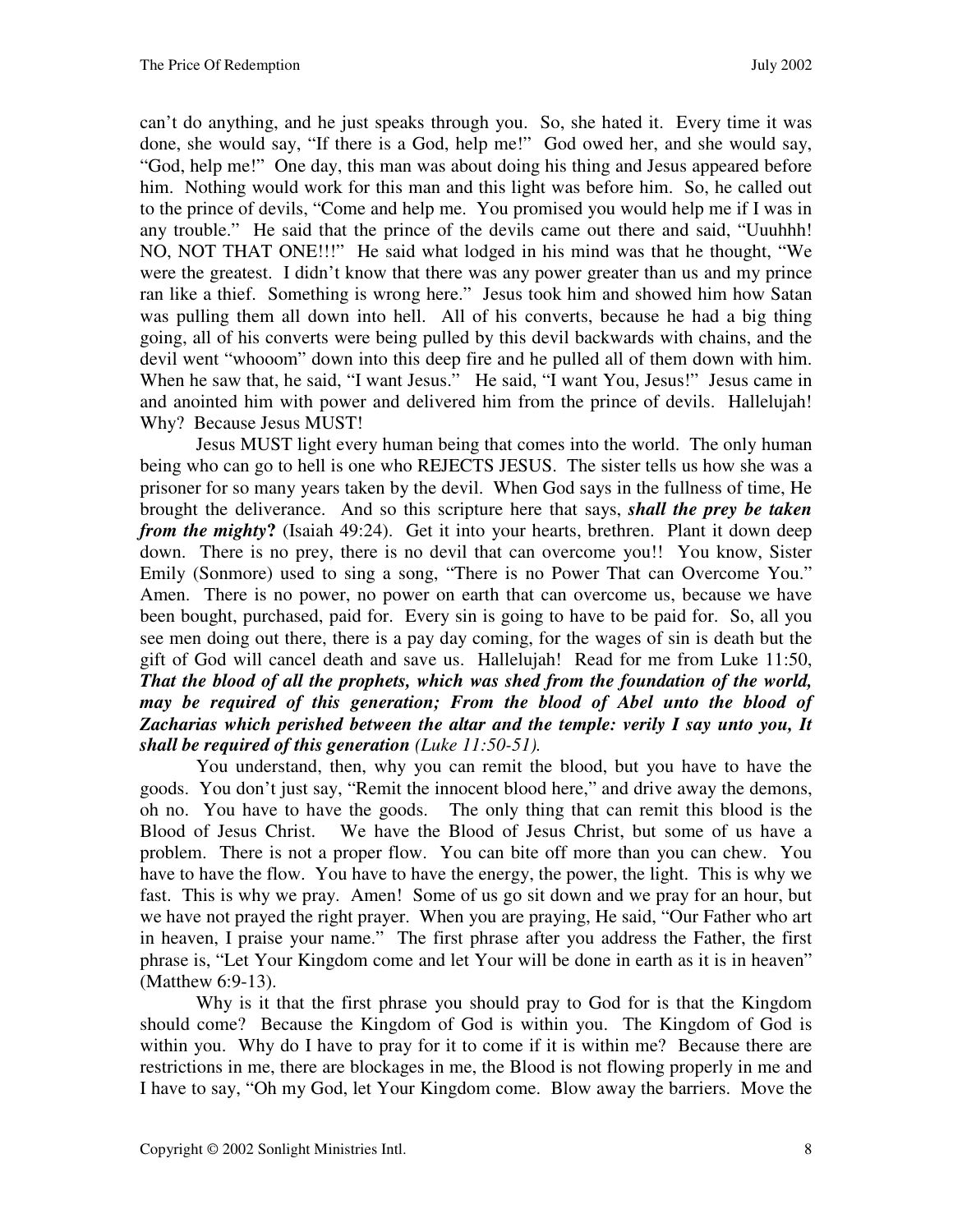can't do anything, and he just speaks through you. So, she hated it. Every time it was done, she would say, "If there is a God, help me!" God owed her, and she would say, "God, help me!" One day, this man was about doing his thing and Jesus appeared before him. Nothing would work for this man and this light was before him. So, he called out to the prince of devils, "Come and help me. You promised you would help me if I was in any trouble." He said that the prince of the devils came out there and said, "Uuuhhh! NO, NOT THAT ONE!!!" He said what lodged in his mind was that he thought, "We were the greatest. I didn't know that there was any power greater than us and my prince ran like a thief. Something is wrong here." Jesus took him and showed him how Satan was pulling them all down into hell. All of his converts, because he had a big thing going, all of his converts were being pulled by this devil backwards with chains, and the devil went "whooom" down into this deep fire and he pulled all of them down with him. When he saw that, he said, "I want Jesus." He said, "I want You, Jesus!" Jesus came in and anointed him with power and delivered him from the prince of devils. Hallelujah! Why? Because Jesus MUST!

Jesus MUST light every human being that comes into the world. The only human being who can go to hell is one who REJECTS JESUS. The sister tells us how she was a prisoner for so many years taken by the devil. When God says in the fullness of time, He brought the deliverance. And so this scripture here that says, ***shall the prey be taken from the mighty*?** (Isaiah 49:24). Get it into your hearts, brethren. Plant it down deep down. There is no prey, there is no devil that can overcome you!! You know, Sister Emily (Sonmore) used to sing a song, "There is no Power That can Overcome You." Amen. There is no power, no power on earth that can overcome us, because we have been bought, purchased, paid for. Every sin is going to have to be paid for. So, all you see men doing out there, there is a pay day coming, for the wages of sin is death but the gift of God will cancel death and save us. Hallelujah! Read for me from Luke 11:50, ***That the blood of all the prophets, which was shed from the foundation of the world, may be required of this generation; From the blood of Abel unto the blood of Zacharias which perished between the altar and the temple: verily I say unto you, It shall be required of this generation*** *(Luke 11:50-51).*

You understand, then, why you can remit the blood, but you have to have the goods. You don't just say, "Remit the innocent blood here," and drive away the demons, oh no. You have to have the goods. The only thing that can remit this blood is the Blood of Jesus Christ. We have the Blood of Jesus Christ, but some of us have a problem. There is not a proper flow. You can bite off more than you can chew. You have to have the flow. You have to have the energy, the power, the light. This is why we fast. This is why we pray. Amen! Some of us go sit down and we pray for an hour, but we have not prayed the right prayer. When you are praying, He said, "Our Father who art in heaven, I praise your name." The first phrase after you address the Father, the first phrase is, "Let Your Kingdom come and let Your will be done in earth as it is in heaven" (Matthew 6:9-13).

Why is it that the first phrase you should pray to God for is that the Kingdom should come? Because the Kingdom of God is within you. The Kingdom of God is within you. Why do I have to pray for it to come if it is within me? Because there are restrictions in me, there are blockages in me, the Blood is not flowing properly in me and I have to say, "Oh my God, let Your Kingdom come. Blow away the barriers. Move the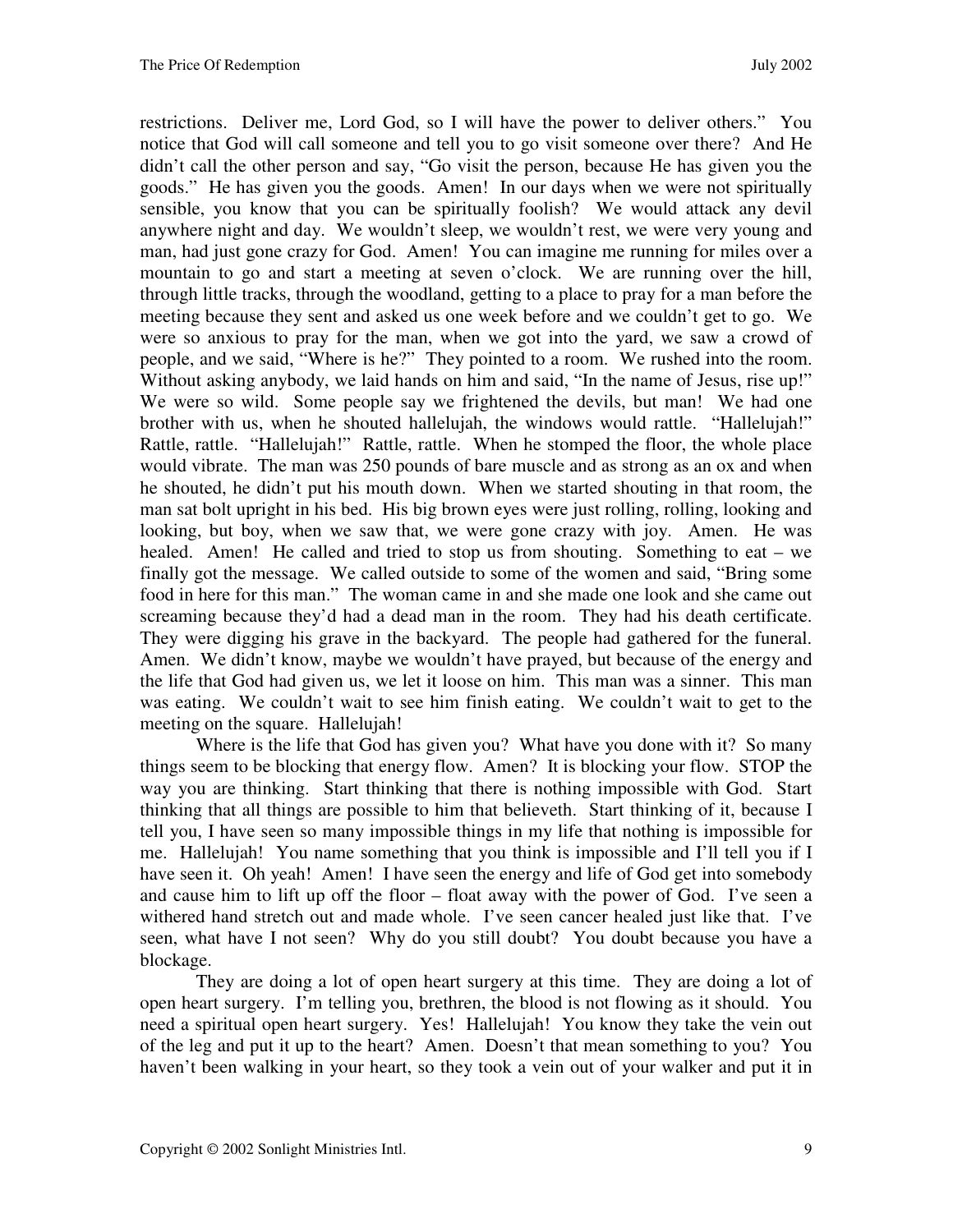restrictions. Deliver me, Lord God, so I will have the power to deliver others." You notice that God will call someone and tell you to go visit someone over there? And He didn't call the other person and say, "Go visit the person, because He has given you the goods." He has given you the goods. Amen! In our days when we were not spiritually sensible, you know that you can be spiritually foolish? We would attack any devil anywhere night and day. We wouldn't sleep, we wouldn't rest, we were very young and man, had just gone crazy for God. Amen! You can imagine me running for miles over a mountain to go and start a meeting at seven o'clock. We are running over the hill, through little tracks, through the woodland, getting to a place to pray for a man before the meeting because they sent and asked us one week before and we couldn't get to go. We were so anxious to pray for the man, when we got into the yard, we saw a crowd of people, and we said, "Where is he?" They pointed to a room. We rushed into the room. Without asking anybody, we laid hands on him and said, "In the name of Jesus, rise up!" We were so wild. Some people say we frightened the devils, but man! We had one brother with us, when he shouted hallelujah, the windows would rattle. "Hallelujah!" Rattle, rattle. "Hallelujah!" Rattle, rattle. When he stomped the floor, the whole place would vibrate. The man was 250 pounds of bare muscle and as strong as an ox and when he shouted, he didn't put his mouth down. When we started shouting in that room, the man sat bolt upright in his bed. His big brown eyes were just rolling, rolling, looking and looking, but boy, when we saw that, we were gone crazy with joy. Amen. He was healed. Amen! He called and tried to stop us from shouting. Something to eat – we finally got the message. We called outside to some of the women and said, "Bring some food in here for this man." The woman came in and she made one look and she came out screaming because they'd had a dead man in the room. They had his death certificate. They were digging his grave in the backyard. The people had gathered for the funeral. Amen. We didn't know, maybe we wouldn't have prayed, but because of the energy and the life that God had given us, we let it loose on him. This man was a sinner. This man was eating. We couldn't wait to see him finish eating. We couldn't wait to get to the meeting on the square. Hallelujah!

Where is the life that God has given you? What have you done with it? So many things seem to be blocking that energy flow. Amen? It is blocking your flow. STOP the way you are thinking. Start thinking that there is nothing impossible with God. Start thinking that all things are possible to him that believeth. Start thinking of it, because I tell you, I have seen so many impossible things in my life that nothing is impossible for me. Hallelujah! You name something that you think is impossible and I'll tell you if I have seen it. Oh yeah! Amen! I have seen the energy and life of God get into somebody and cause him to lift up off the floor – float away with the power of God. I've seen a withered hand stretch out and made whole. I've seen cancer healed just like that. I've seen, what have I not seen? Why do you still doubt? You doubt because you have a blockage.

They are doing a lot of open heart surgery at this time. They are doing a lot of open heart surgery. I'm telling you, brethren, the blood is not flowing as it should. You need a spiritual open heart surgery. Yes! Hallelujah! You know they take the vein out of the leg and put it up to the heart? Amen. Doesn't that mean something to you? You haven't been walking in your heart, so they took a vein out of your walker and put it in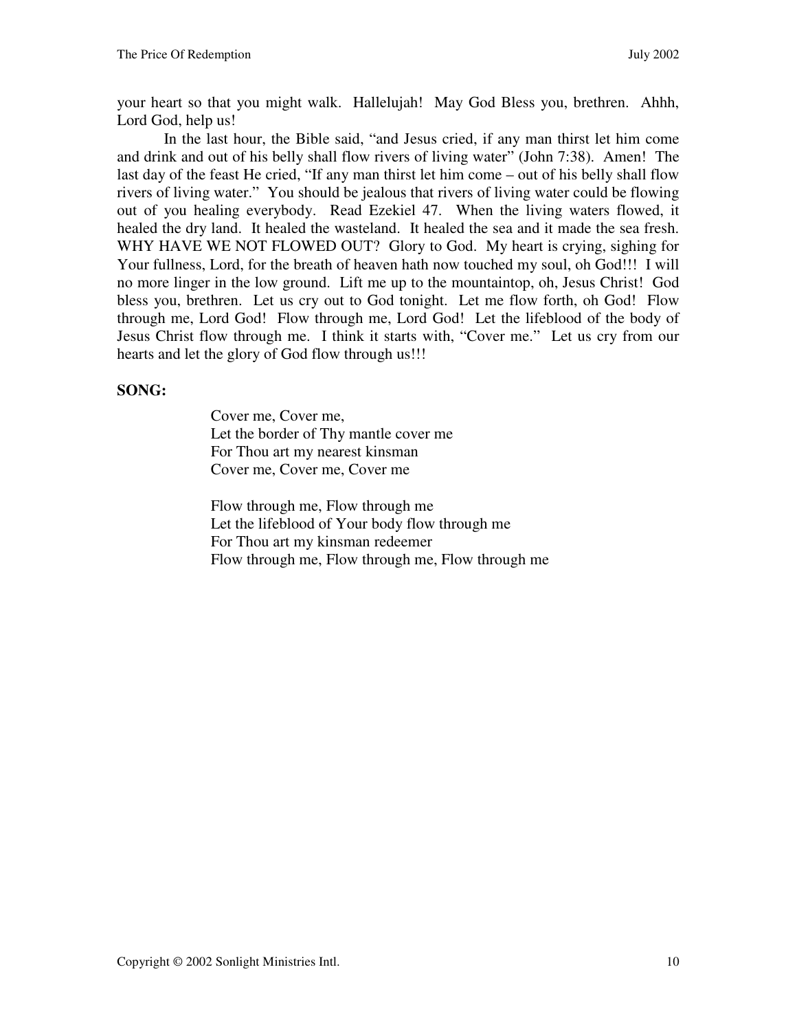your heart so that you might walk. Hallelujah! May God Bless you, brethren. Ahhh, Lord God, help us!

In the last hour, the Bible said, "and Jesus cried, if any man thirst let him come and drink and out of his belly shall flow rivers of living water" (John 7:38). Amen! The last day of the feast He cried, "If any man thirst let him come – out of his belly shall flow rivers of living water." You should be jealous that rivers of living water could be flowing out of you healing everybody. Read Ezekiel 47. When the living waters flowed, it healed the dry land. It healed the wasteland. It healed the sea and it made the sea fresh. WHY HAVE WE NOT FLOWED OUT? Glory to God. My heart is crying, sighing for Your fullness, Lord, for the breath of heaven hath now touched my soul, oh God!!! I will no more linger in the low ground. Lift me up to the mountaintop, oh, Jesus Christ! God bless you, brethren. Let us cry out to God tonight. Let me flow forth, oh God! Flow through me, Lord God! Flow through me, Lord God! Let the lifeblood of the body of Jesus Christ flow through me. I think it starts with, "Cover me." Let us cry from our hearts and let the glory of God flow through us!!!

**SONG:**

Cover me, Cover me,
Let the border of Thy mantle cover me
For Thou art my nearest kinsman
Cover me, Cover me, Cover me

Flow through me, Flow through me
Let the lifeblood of Your body flow through me
For Thou art my kinsman redeemer
Flow through me, Flow through me, Flow through me